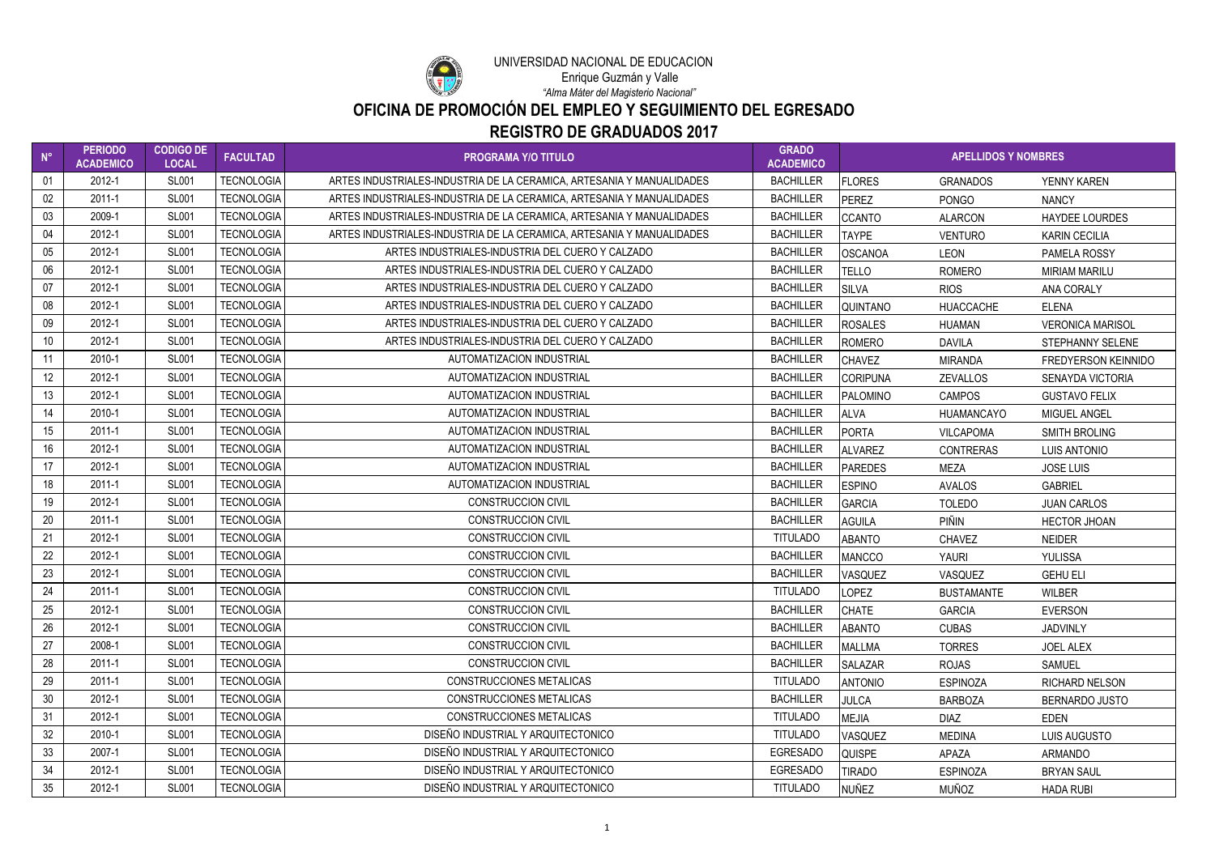UNIVERSIDAD NACIONAL DE EDUCACION

Enrique Guzmán y Valle

*"Alma Máter del Magisterio Nacional"*

## OFICINA DE PROMOCIÓN DEL EMPLEO Y SEGUIMIENTO DEL EGRESADO

## REGISTRO DE GRADUADOS 2017

| N° | PERIODO ACADEMICO | CODIGO DE LOCAL | FACULTAD | PROGRAMA Y/O TITULO | GRADO ACADEMICO | APELLIDOS Y NOMBRES | | |
|---|---|---|---|---|---|---|---|---|
| 01 | 2012-1 | SL001 | TECNOLOGIA | ARTES INDUSTRIALES-INDUSTRIA DE LA CERAMICA, ARTESANIA Y MANUALIDADES | BACHILLER | FLORES | GRANADOS | YENNY KAREN |
| 02 | 2011-1 | SL001 | TECNOLOGIA | ARTES INDUSTRIALES-INDUSTRIA DE LA CERAMICA, ARTESANIA Y MANUALIDADES | BACHILLER | PEREZ | PONGO | NANCY |
| 03 | 2009-1 | SL001 | TECNOLOGIA | ARTES INDUSTRIALES-INDUSTRIA DE LA CERAMICA, ARTESANIA Y MANUALIDADES | BACHILLER | CCANTO | ALARCON | HAYDEE LOURDES |
| 04 | 2012-1 | SL001 | TECNOLOGIA | ARTES INDUSTRIALES-INDUSTRIA DE LA CERAMICA, ARTESANIA Y MANUALIDADES | BACHILLER | TAYPE | VENTURO | KARIN CECILIA |
| 05 | 2012-1 | SL001 | TECNOLOGIA | ARTES INDUSTRIALES-INDUSTRIA DEL CUERO Y CALZADO | BACHILLER | OSCANOA | LEON | PAMELA ROSSY |
| 06 | 2012-1 | SL001 | TECNOLOGIA | ARTES INDUSTRIALES-INDUSTRIA DEL CUERO Y CALZADO | BACHILLER | TELLO | ROMERO | MIRIAM MARILU |
| 07 | 2012-1 | SL001 | TECNOLOGIA | ARTES INDUSTRIALES-INDUSTRIA DEL CUERO Y CALZADO | BACHILLER | SILVA | RIOS | ANA CORALY |
| 08 | 2012-1 | SL001 | TECNOLOGIA | ARTES INDUSTRIALES-INDUSTRIA DEL CUERO Y CALZADO | BACHILLER | QUINTANO | HUACCACHE | ELENA |
| 09 | 2012-1 | SL001 | TECNOLOGIA | ARTES INDUSTRIALES-INDUSTRIA DEL CUERO Y CALZADO | BACHILLER | ROSALES | HUAMAN | VERONICA MARISOL |
| 10 | 2012-1 | SL001 | TECNOLOGIA | ARTES INDUSTRIALES-INDUSTRIA DEL CUERO Y CALZADO | BACHILLER | ROMERO | DAVILA | STEPHANNY SELENE |
| 11 | 2010-1 | SL001 | TECNOLOGIA | AUTOMATIZACION INDUSTRIAL | BACHILLER | CHAVEZ | MIRANDA | FREDYERSON KEINNIDO |
| 12 | 2012-1 | SL001 | TECNOLOGIA | AUTOMATIZACION INDUSTRIAL | BACHILLER | CORIPUNA | ZEVALLOS | SENAYDA VICTORIA |
| 13 | 2012-1 | SL001 | TECNOLOGIA | AUTOMATIZACION INDUSTRIAL | BACHILLER | PALOMINO | CAMPOS | GUSTAVO FELIX |
| 14 | 2010-1 | SL001 | TECNOLOGIA | AUTOMATIZACION INDUSTRIAL | BACHILLER | ALVA | HUAMANCAYO | MIGUEL ANGEL |
| 15 | 2011-1 | SL001 | TECNOLOGIA | AUTOMATIZACION INDUSTRIAL | BACHILLER | PORTA | VILCAPOMA | SMITH BROLING |
| 16 | 2012-1 | SL001 | TECNOLOGIA | AUTOMATIZACION INDUSTRIAL | BACHILLER | ALVAREZ | CONTRERAS | LUIS ANTONIO |
| 17 | 2012-1 | SL001 | TECNOLOGIA | AUTOMATIZACION INDUSTRIAL | BACHILLER | PAREDES | MEZA | JOSE LUIS |
| 18 | 2011-1 | SL001 | TECNOLOGIA | AUTOMATIZACION INDUSTRIAL | BACHILLER | ESPINO | AVALOS | GABRIEL |
| 19 | 2012-1 | SL001 | TECNOLOGIA | CONSTRUCCION CIVIL | BACHILLER | GARCIA | TOLEDO | JUAN CARLOS |
| 20 | 2011-1 | SL001 | TECNOLOGIA | CONSTRUCCION CIVIL | BACHILLER | AGUILA | PIÑIN | HECTOR JHOAN |
| 21 | 2012-1 | SL001 | TECNOLOGIA | CONSTRUCCION CIVIL | TITULADO | ABANTO | CHAVEZ | NEIDER |
| 22 | 2012-1 | SL001 | TECNOLOGIA | CONSTRUCCION CIVIL | BACHILLER | MANCCO | YAURI | YULISSA |
| 23 | 2012-1 | SL001 | TECNOLOGIA | CONSTRUCCION CIVIL | BACHILLER | VASQUEZ | VASQUEZ | GEHU ELI |
| 24 | 2011-1 | SL001 | TECNOLOGIA | CONSTRUCCION CIVIL | TITULADO | LOPEZ | BUSTAMANTE | WILBER |
| 25 | 2012-1 | SL001 | TECNOLOGIA | CONSTRUCCION CIVIL | BACHILLER | CHATE | GARCIA | EVERSON |
| 26 | 2012-1 | SL001 | TECNOLOGIA | CONSTRUCCION CIVIL | BACHILLER | ABANTO | CUBAS | JADVINLY |
| 27 | 2008-1 | SL001 | TECNOLOGIA | CONSTRUCCION CIVIL | BACHILLER | MALLMA | TORRES | JOEL ALEX |
| 28 | 2011-1 | SL001 | TECNOLOGIA | CONSTRUCCION CIVIL | BACHILLER | SALAZAR | ROJAS | SAMUEL |
| 29 | 2011-1 | SL001 | TECNOLOGIA | CONSTRUCCIONES METALICAS | TITULADO | ANTONIO | ESPINOZA | RICHARD NELSON |
| 30 | 2012-1 | SL001 | TECNOLOGIA | CONSTRUCCIONES METALICAS | BACHILLER | JULCA | BARBOZA | BERNARDO JUSTO |
| 31 | 2012-1 | SL001 | TECNOLOGIA | CONSTRUCCIONES METALICAS | TITULADO | MEJIA | DIAZ | EDEN |
| 32 | 2010-1 | SL001 | TECNOLOGIA | DISEÑO INDUSTRIAL Y ARQUITECTONICO | TITULADO | VASQUEZ | MEDINA | LUIS AUGUSTO |
| 33 | 2007-1 | SL001 | TECNOLOGIA | DISEÑO INDUSTRIAL Y ARQUITECTONICO | EGRESADO | QUISPE | APAZA | ARMANDO |
| 34 | 2012-1 | SL001 | TECNOLOGIA | DISEÑO INDUSTRIAL Y ARQUITECTONICO | EGRESADO | TIRADO | ESPINOZA | BRYAN SAUL |
| 35 | 2012-1 | SL001 | TECNOLOGIA | DISEÑO INDUSTRIAL Y ARQUITECTONICO | TITULADO | NUÑEZ | MUÑOZ | HADA RUBI |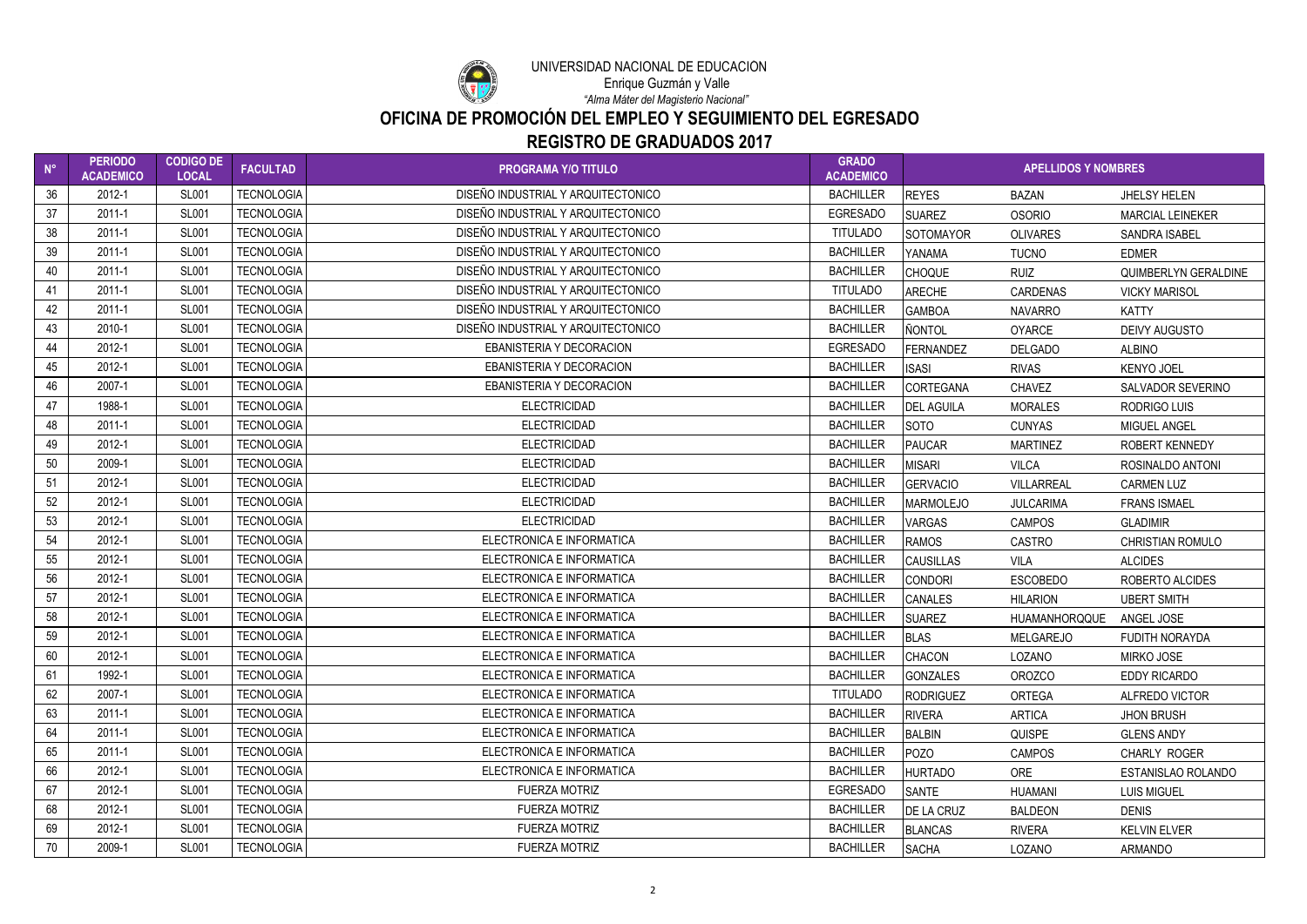UNIVERSIDAD NACIONAL DE EDUCACION

Enrique Guzmán y Valle

*"Alma Máter del Magisterio Nacional"*

# OFICINA DE PROMOCIÓN DEL EMPLEO Y SEGUIMIENTO DEL EGRESADO

## REGISTRO DE GRADUADOS 2017

| N° | PERIODO ACADEMICO | CODIGO DE LOCAL | FACULTAD | PROGRAMA Y/O TITULO | GRADO ACADEMICO | APELLIDOS Y NOMBRES | | |
|---|---|---|---|---|---|---|---|---|
| 36 | 2012-1 | SL001 | TECNOLOGIA | DISEÑO INDUSTRIAL Y ARQUITECTONICO | BACHILLER | REYES | BAZAN | JHELSY HELEN |
| 37 | 2011-1 | SL001 | TECNOLOGIA | DISEÑO INDUSTRIAL Y ARQUITECTONICO | EGRESADO | SUAREZ | OSORIO | MARCIAL LEINEKER |
| 38 | 2011-1 | SL001 | TECNOLOGIA | DISEÑO INDUSTRIAL Y ARQUITECTONICO | TITULADO | SOTOMAYOR | OLIVARES | SANDRA ISABEL |
| 39 | 2011-1 | SL001 | TECNOLOGIA | DISEÑO INDUSTRIAL Y ARQUITECTONICO | BACHILLER | YANAMA | TUCNO | EDMER |
| 40 | 2011-1 | SL001 | TECNOLOGIA | DISEÑO INDUSTRIAL Y ARQUITECTONICO | BACHILLER | CHOQUE | RUIZ | QUIMBERLYN GERALDINE |
| 41 | 2011-1 | SL001 | TECNOLOGIA | DISEÑO INDUSTRIAL Y ARQUITECTONICO | TITULADO | ARECHE | CARDENAS | VICKY MARISOL |
| 42 | 2011-1 | SL001 | TECNOLOGIA | DISEÑO INDUSTRIAL Y ARQUITECTONICO | BACHILLER | GAMBOA | NAVARRO | KATTY |
| 43 | 2010-1 | SL001 | TECNOLOGIA | DISEÑO INDUSTRIAL Y ARQUITECTONICO | BACHILLER | ÑONTOL | OYARCE | DEIVY AUGUSTO |
| 44 | 2012-1 | SL001 | TECNOLOGIA | EBANISTERIA Y DECORACION | EGRESADO | FERNANDEZ | DELGADO | ALBINO |
| 45 | 2012-1 | SL001 | TECNOLOGIA | EBANISTERIA Y DECORACION | BACHILLER | ISASI | RIVAS | KENYO JOEL |
| 46 | 2007-1 | SL001 | TECNOLOGIA | EBANISTERIA Y DECORACION | BACHILLER | CORTEGANA | CHAVEZ | SALVADOR SEVERINO |
| 47 | 1988-1 | SL001 | TECNOLOGIA | ELECTRICIDAD | BACHILLER | DEL AGUILA | MORALES | RODRIGO LUIS |
| 48 | 2011-1 | SL001 | TECNOLOGIA | ELECTRICIDAD | BACHILLER | SOTO | CUNYAS | MIGUEL ANGEL |
| 49 | 2012-1 | SL001 | TECNOLOGIA | ELECTRICIDAD | BACHILLER | PAUCAR | MARTINEZ | ROBERT KENNEDY |
| 50 | 2009-1 | SL001 | TECNOLOGIA | ELECTRICIDAD | BACHILLER | MISARI | VILCA | ROSINALDO ANTONI |
| 51 | 2012-1 | SL001 | TECNOLOGIA | ELECTRICIDAD | BACHILLER | GERVACIO | VILLARREAL | CARMEN LUZ |
| 52 | 2012-1 | SL001 | TECNOLOGIA | ELECTRICIDAD | BACHILLER | MARMOLEJO | JULCARIMA | FRANS ISMAEL |
| 53 | 2012-1 | SL001 | TECNOLOGIA | ELECTRICIDAD | BACHILLER | VARGAS | CAMPOS | GLADIMIR |
| 54 | 2012-1 | SL001 | TECNOLOGIA | ELECTRONICA E INFORMATICA | BACHILLER | RAMOS | CASTRO | CHRISTIAN ROMULO |
| 55 | 2012-1 | SL001 | TECNOLOGIA | ELECTRONICA E INFORMATICA | BACHILLER | CAUSILLAS | VILA | ALCIDES |
| 56 | 2012-1 | SL001 | TECNOLOGIA | ELECTRONICA E INFORMATICA | BACHILLER | CONDORI | ESCOBEDO | ROBERTO ALCIDES |
| 57 | 2012-1 | SL001 | TECNOLOGIA | ELECTRONICA E INFORMATICA | BACHILLER | CANALES | HILARION | UBERT SMITH |
| 58 | 2012-1 | SL001 | TECNOLOGIA | ELECTRONICA E INFORMATICA | BACHILLER | SUAREZ | HUAMANHORQQUE | ANGEL JOSE |
| 59 | 2012-1 | SL001 | TECNOLOGIA | ELECTRONICA E INFORMATICA | BACHILLER | BLAS | MELGAREJO | FUDITH NORAYDA |
| 60 | 2012-1 | SL001 | TECNOLOGIA | ELECTRONICA E INFORMATICA | BACHILLER | CHACON | LOZANO | MIRKO JOSE |
| 61 | 1992-1 | SL001 | TECNOLOGIA | ELECTRONICA E INFORMATICA | BACHILLER | GONZALES | OROZCO | EDDY RICARDO |
| 62 | 2007-1 | SL001 | TECNOLOGIA | ELECTRONICA E INFORMATICA | TITULADO | RODRIGUEZ | ORTEGA | ALFREDO VICTOR |
| 63 | 2011-1 | SL001 | TECNOLOGIA | ELECTRONICA E INFORMATICA | BACHILLER | RIVERA | ARTICA | JHON BRUSH |
| 64 | 2011-1 | SL001 | TECNOLOGIA | ELECTRONICA E INFORMATICA | BACHILLER | BALBIN | QUISPE | GLENS ANDY |
| 65 | 2011-1 | SL001 | TECNOLOGIA | ELECTRONICA E INFORMATICA | BACHILLER | POZO | CAMPOS | CHARLY ROGER |
| 66 | 2012-1 | SL001 | TECNOLOGIA | ELECTRONICA E INFORMATICA | BACHILLER | HURTADO | ORE | ESTANISLAO ROLANDO |
| 67 | 2012-1 | SL001 | TECNOLOGIA | FUERZA MOTRIZ | EGRESADO | SANTE | HUAMANI | LUIS MIGUEL |
| 68 | 2012-1 | SL001 | TECNOLOGIA | FUERZA MOTRIZ | BACHILLER | DE LA CRUZ | BALDEON | DENIS |
| 69 | 2012-1 | SL001 | TECNOLOGIA | FUERZA MOTRIZ | BACHILLER | BLANCAS | RIVERA | KELVIN ELVER |
| 70 | 2009-1 | SL001 | TECNOLOGIA | FUERZA MOTRIZ | BACHILLER | SACHA | LOZANO | ARMANDO |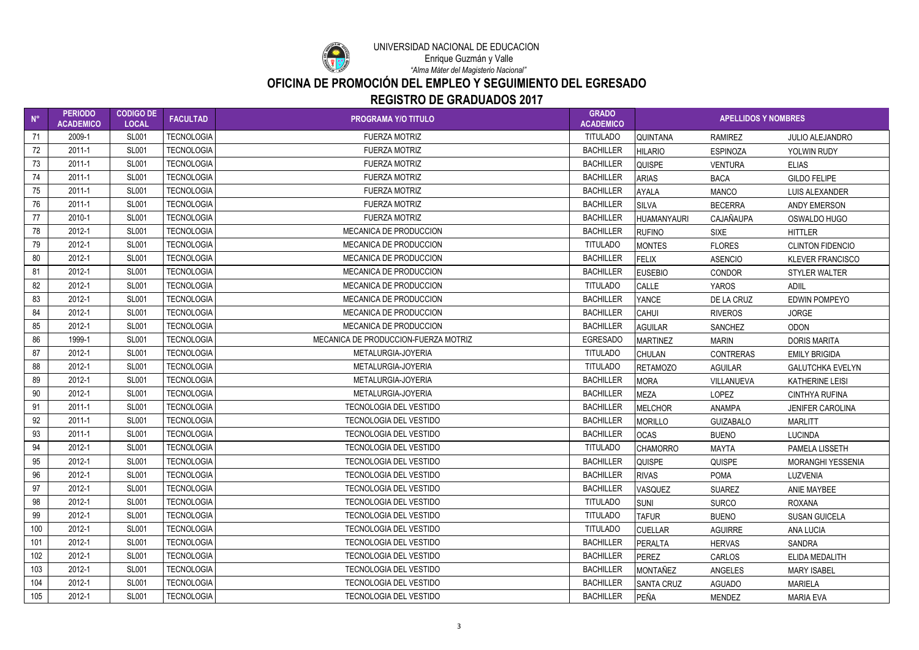UNIVERSIDAD NACIONAL DE EDUCACION

Enrique Guzmán y Valle

*"Alma Máter del Magisterio Nacional"*

# OFICINA DE PROMOCIÓN DEL EMPLEO Y SEGUIMIENTO DEL EGRESADO

## REGISTRO DE GRADUADOS 2017

| N° | PERIODO ACADEMICO | CODIGO DE LOCAL | FACULTAD | PROGRAMA Y/O TITULO | GRADO ACADEMICO | APELLIDOS Y NOMBRES | | |
|---|---|---|---|---|---|---|---|---|
| 71 | 2009-1 | SL001 | TECNOLOGIA | FUERZA MOTRIZ | TITULADO | QUINTANA | RAMIREZ | JULIO ALEJANDRO |
| 72 | 2011-1 | SL001 | TECNOLOGIA | FUERZA MOTRIZ | BACHILLER | HILARIO | ESPINOZA | YOLWIN RUDY |
| 73 | 2011-1 | SL001 | TECNOLOGIA | FUERZA MOTRIZ | BACHILLER | QUISPE | VENTURA | ELIAS |
| 74 | 2011-1 | SL001 | TECNOLOGIA | FUERZA MOTRIZ | BACHILLER | ARIAS | BACA | GILDO FELIPE |
| 75 | 2011-1 | SL001 | TECNOLOGIA | FUERZA MOTRIZ | BACHILLER | AYALA | MANCO | LUIS ALEXANDER |
| 76 | 2011-1 | SL001 | TECNOLOGIA | FUERZA MOTRIZ | BACHILLER | SILVA | BECERRA | ANDY EMERSON |
| 77 | 2010-1 | SL001 | TECNOLOGIA | FUERZA MOTRIZ | BACHILLER | HUAMANYAURI | CAJAÑAUPA | OSWALDO HUGO |
| 78 | 2012-1 | SL001 | TECNOLOGIA | MECANICA DE PRODUCCION | BACHILLER | RUFINO | SIXE | HITTLER |
| 79 | 2012-1 | SL001 | TECNOLOGIA | MECANICA DE PRODUCCION | TITULADO | MONTES | FLORES | CLINTON FIDENCIO |
| 80 | 2012-1 | SL001 | TECNOLOGIA | MECANICA DE PRODUCCION | BACHILLER | FELIX | ASENCIO | KLEVER FRANCISCO |
| 81 | 2012-1 | SL001 | TECNOLOGIA | MECANICA DE PRODUCCION | BACHILLER | EUSEBIO | CONDOR | STYLER WALTER |
| 82 | 2012-1 | SL001 | TECNOLOGIA | MECANICA DE PRODUCCION | TITULADO | CALLE | YAROS | ADIIL |
| 83 | 2012-1 | SL001 | TECNOLOGIA | MECANICA DE PRODUCCION | BACHILLER | YANCE | DE LA CRUZ | EDWIN POMPEYO |
| 84 | 2012-1 | SL001 | TECNOLOGIA | MECANICA DE PRODUCCION | BACHILLER | CAHUI | RIVEROS | JORGE |
| 85 | 2012-1 | SL001 | TECNOLOGIA | MECANICA DE PRODUCCION | BACHILLER | AGUILAR | SANCHEZ | ODON |
| 86 | 1999-1 | SL001 | TECNOLOGIA | MECANICA DE PRODUCCION-FUERZA MOTRIZ | EGRESADO | MARTINEZ | MARIN | DORIS MARITA |
| 87 | 2012-1 | SL001 | TECNOLOGIA | METALURGIA-JOYERIA | TITULADO | CHULAN | CONTRERAS | EMILY BRIGIDA |
| 88 | 2012-1 | SL001 | TECNOLOGIA | METALURGIA-JOYERIA | TITULADO | RETAMOZO | AGUILAR | GALUTCHKA EVELYN |
| 89 | 2012-1 | SL001 | TECNOLOGIA | METALURGIA-JOYERIA | BACHILLER | MORA | VILLANUEVA | KATHERINE LEISI |
| 90 | 2012-1 | SL001 | TECNOLOGIA | METALURGIA-JOYERIA | BACHILLER | MEZA | LOPEZ | CINTHYA RUFINA |
| 91 | 2011-1 | SL001 | TECNOLOGIA | TECNOLOGIA DEL VESTIDO | BACHILLER | MELCHOR | ANAMPA | JENIFER CAROLINA |
| 92 | 2011-1 | SL001 | TECNOLOGIA | TECNOLOGIA DEL VESTIDO | BACHILLER | MORILLO | GUIZABALO | MARLITT |
| 93 | 2011-1 | SL001 | TECNOLOGIA | TECNOLOGIA DEL VESTIDO | BACHILLER | OCAS | BUENO | LUCINDA |
| 94 | 2012-1 | SL001 | TECNOLOGIA | TECNOLOGIA DEL VESTIDO | TITULADO | CHAMORRO | MAYTA | PAMELA LISSETH |
| 95 | 2012-1 | SL001 | TECNOLOGIA | TECNOLOGIA DEL VESTIDO | BACHILLER | QUISPE | QUISPE | MORANGHI YESSENIA |
| 96 | 2012-1 | SL001 | TECNOLOGIA | TECNOLOGIA DEL VESTIDO | BACHILLER | RIVAS | POMA | LUZVENIA |
| 97 | 2012-1 | SL001 | TECNOLOGIA | TECNOLOGIA DEL VESTIDO | BACHILLER | VASQUEZ | SUAREZ | ANIE MAYBEE |
| 98 | 2012-1 | SL001 | TECNOLOGIA | TECNOLOGIA DEL VESTIDO | TITULADO | SUNI | SURCO | ROXANA |
| 99 | 2012-1 | SL001 | TECNOLOGIA | TECNOLOGIA DEL VESTIDO | TITULADO | TAFUR | BUENO | SUSAN GUICELA |
| 100 | 2012-1 | SL001 | TECNOLOGIA | TECNOLOGIA DEL VESTIDO | TITULADO | CUELLAR | AGUIRRE | ANA LUCIA |
| 101 | 2012-1 | SL001 | TECNOLOGIA | TECNOLOGIA DEL VESTIDO | BACHILLER | PERALTA | HERVAS | SANDRA |
| 102 | 2012-1 | SL001 | TECNOLOGIA | TECNOLOGIA DEL VESTIDO | BACHILLER | PEREZ | CARLOS | ELIDA MEDALITH |
| 103 | 2012-1 | SL001 | TECNOLOGIA | TECNOLOGIA DEL VESTIDO | BACHILLER | MONTAÑEZ | ANGELES | MARY ISABEL |
| 104 | 2012-1 | SL001 | TECNOLOGIA | TECNOLOGIA DEL VESTIDO | BACHILLER | SANTA CRUZ | AGUADO | MARIELA |
| 105 | 2012-1 | SL001 | TECNOLOGIA | TECNOLOGIA DEL VESTIDO | BACHILLER | PEÑA | MENDEZ | MARIA EVA |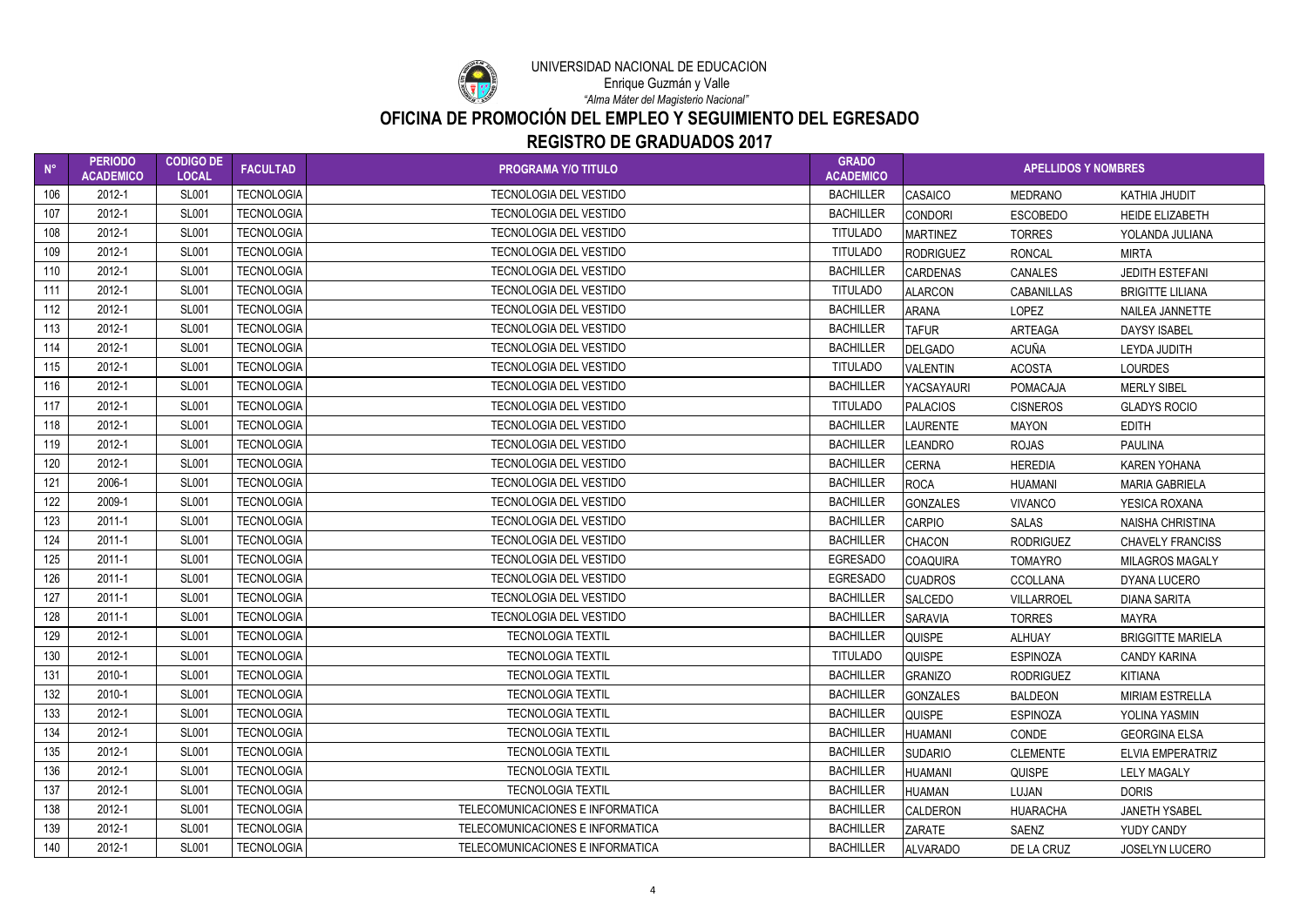UNIVERSIDAD NACIONAL DE EDUCACION

Enrique Guzmán y Valle

*"Alma Máter del Magisterio Nacional"*

# OFICINA DE PROMOCIÓN DEL EMPLEO Y SEGUIMIENTO DEL EGRESADO

## REGISTRO DE GRADUADOS 2017

| N° | PERIODO ACADEMICO | CODIGO DE LOCAL | FACULTAD | PROGRAMA Y/O TITULO | GRADO ACADEMICO | APELLIDOS Y NOMBRES | | |
|---|---|---|---|---|---|---|---|---|
| 106 | 2012-1 | SL001 | TECNOLOGIA | TECNOLOGIA DEL VESTIDO | BACHILLER | CASAICO | MEDRANO | KATHIA JHUDIT |
| 107 | 2012-1 | SL001 | TECNOLOGIA | TECNOLOGIA DEL VESTIDO | BACHILLER | CONDORI | ESCOBEDO | HEIDE ELIZABETH |
| 108 | 2012-1 | SL001 | TECNOLOGIA | TECNOLOGIA DEL VESTIDO | TITULADO | MARTINEZ | TORRES | YOLANDA JULIANA |
| 109 | 2012-1 | SL001 | TECNOLOGIA | TECNOLOGIA DEL VESTIDO | TITULADO | RODRIGUEZ | RONCAL | MIRTA |
| 110 | 2012-1 | SL001 | TECNOLOGIA | TECNOLOGIA DEL VESTIDO | BACHILLER | CARDENAS | CANALES | JEDITH ESTEFANI |
| 111 | 2012-1 | SL001 | TECNOLOGIA | TECNOLOGIA DEL VESTIDO | TITULADO | ALARCON | CABANILLAS | BRIGITTE LILIANA |
| 112 | 2012-1 | SL001 | TECNOLOGIA | TECNOLOGIA DEL VESTIDO | BACHILLER | ARANA | LOPEZ | NAILEA JANNETTE |
| 113 | 2012-1 | SL001 | TECNOLOGIA | TECNOLOGIA DEL VESTIDO | BACHILLER | TAFUR | ARTEAGA | DAYSY ISABEL |
| 114 | 2012-1 | SL001 | TECNOLOGIA | TECNOLOGIA DEL VESTIDO | BACHILLER | DELGADO | ACUÑA | LEYDA JUDITH |
| 115 | 2012-1 | SL001 | TECNOLOGIA | TECNOLOGIA DEL VESTIDO | TITULADO | VALENTIN | ACOSTA | LOURDES |
| 116 | 2012-1 | SL001 | TECNOLOGIA | TECNOLOGIA DEL VESTIDO | BACHILLER | YACSAYAURI | POMACAJA | MERLY SIBEL |
| 117 | 2012-1 | SL001 | TECNOLOGIA | TECNOLOGIA DEL VESTIDO | TITULADO | PALACIOS | CISNEROS | GLADYS ROCIO |
| 118 | 2012-1 | SL001 | TECNOLOGIA | TECNOLOGIA DEL VESTIDO | BACHILLER | LAURENTE | MAYON | EDITH |
| 119 | 2012-1 | SL001 | TECNOLOGIA | TECNOLOGIA DEL VESTIDO | BACHILLER | LEANDRO | ROJAS | PAULINA |
| 120 | 2012-1 | SL001 | TECNOLOGIA | TECNOLOGIA DEL VESTIDO | BACHILLER | CERNA | HEREDIA | KAREN YOHANA |
| 121 | 2006-1 | SL001 | TECNOLOGIA | TECNOLOGIA DEL VESTIDO | BACHILLER | ROCA | HUAMANI | MARIA GABRIELA |
| 122 | 2009-1 | SL001 | TECNOLOGIA | TECNOLOGIA DEL VESTIDO | BACHILLER | GONZALES | VIVANCO | YESICA ROXANA |
| 123 | 2011-1 | SL001 | TECNOLOGIA | TECNOLOGIA DEL VESTIDO | BACHILLER | CARPIO | SALAS | NAISHA CHRISTINA |
| 124 | 2011-1 | SL001 | TECNOLOGIA | TECNOLOGIA DEL VESTIDO | BACHILLER | CHACON | RODRIGUEZ | CHAVELY FRANCISS |
| 125 | 2011-1 | SL001 | TECNOLOGIA | TECNOLOGIA DEL VESTIDO | EGRESADO | COAQUIRA | TOMAYRO | MILAGROS MAGALY |
| 126 | 2011-1 | SL001 | TECNOLOGIA | TECNOLOGIA DEL VESTIDO | EGRESADO | CUADROS | CCOLLANA | DYANA LUCERO |
| 127 | 2011-1 | SL001 | TECNOLOGIA | TECNOLOGIA DEL VESTIDO | BACHILLER | SALCEDO | VILLARROEL | DIANA SARITA |
| 128 | 2011-1 | SL001 | TECNOLOGIA | TECNOLOGIA DEL VESTIDO | BACHILLER | SARAVIA | TORRES | MAYRA |
| 129 | 2012-1 | SL001 | TECNOLOGIA | TECNOLOGIA TEXTIL | BACHILLER | QUISPE | ALHUAY | BRIGGITTE MARIELA |
| 130 | 2012-1 | SL001 | TECNOLOGIA | TECNOLOGIA TEXTIL | TITULADO | QUISPE | ESPINOZA | CANDY KARINA |
| 131 | 2010-1 | SL001 | TECNOLOGIA | TECNOLOGIA TEXTIL | BACHILLER | GRANIZO | RODRIGUEZ | KITIANA |
| 132 | 2010-1 | SL001 | TECNOLOGIA | TECNOLOGIA TEXTIL | BACHILLER | GONZALES | BALDEON | MIRIAM ESTRELLA |
| 133 | 2012-1 | SL001 | TECNOLOGIA | TECNOLOGIA TEXTIL | BACHILLER | QUISPE | ESPINOZA | YOLINA YASMIN |
| 134 | 2012-1 | SL001 | TECNOLOGIA | TECNOLOGIA TEXTIL | BACHILLER | HUAMANI | CONDE | GEORGINA ELSA |
| 135 | 2012-1 | SL001 | TECNOLOGIA | TECNOLOGIA TEXTIL | BACHILLER | SUDARIO | CLEMENTE | ELVIA EMPERATRIZ |
| 136 | 2012-1 | SL001 | TECNOLOGIA | TECNOLOGIA TEXTIL | BACHILLER | HUAMANI | QUISPE | LELY MAGALY |
| 137 | 2012-1 | SL001 | TECNOLOGIA | TECNOLOGIA TEXTIL | BACHILLER | HUAMAN | LUJAN | DORIS |
| 138 | 2012-1 | SL001 | TECNOLOGIA | TELECOMUNICACIONES E INFORMATICA | BACHILLER | CALDERON | HUARACHA | JANETH YSABEL |
| 139 | 2012-1 | SL001 | TECNOLOGIA | TELECOMUNICACIONES E INFORMATICA | BACHILLER | ZARATE | SAENZ | YUDY CANDY |
| 140 | 2012-1 | SL001 | TECNOLOGIA | TELECOMUNICACIONES E INFORMATICA | BACHILLER | ALVARADO | DE LA CRUZ | JOSELYN LUCERO |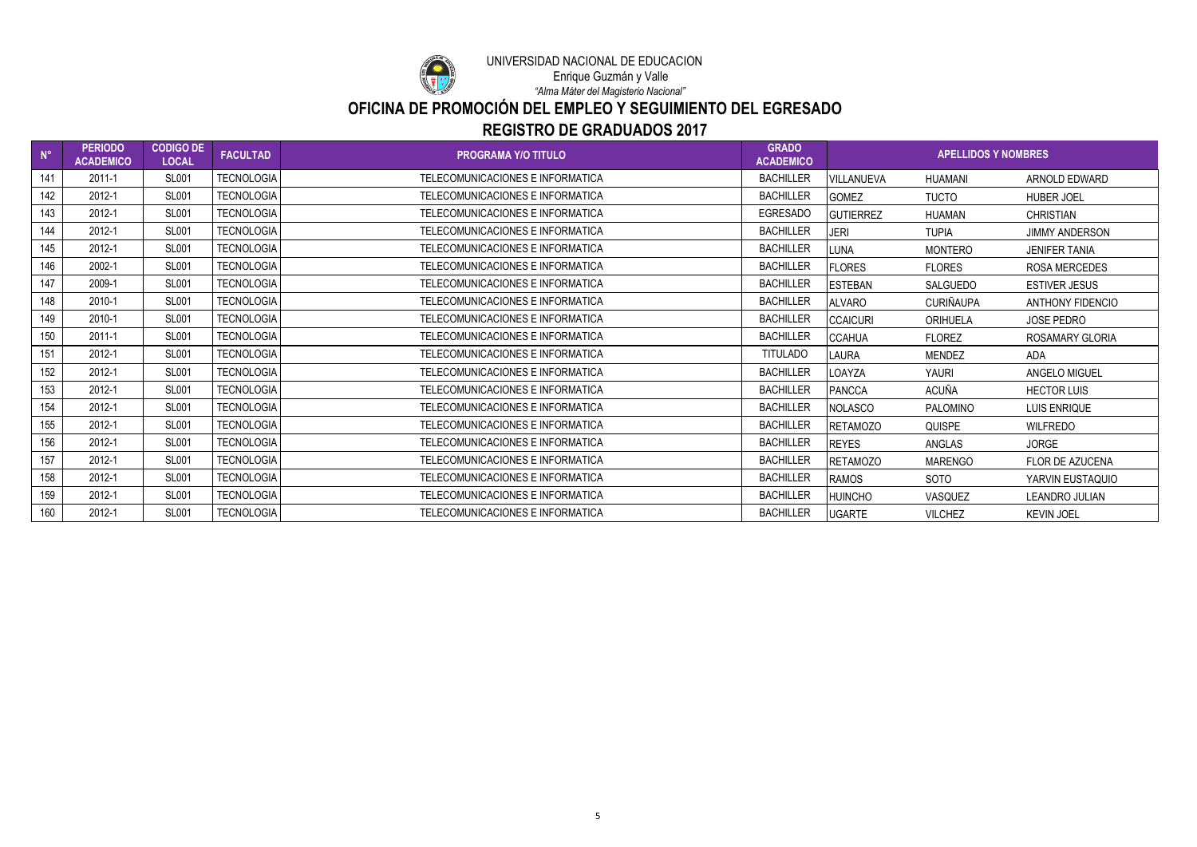UNIVERSIDAD NACIONAL DE EDUCACION

Enrique Guzmán y Valle

*"Alma Máter del Magisterio Nacional"*

# OFICINA DE PROMOCIÓN DEL EMPLEO Y SEGUIMIENTO DEL EGRESADO

## REGISTRO DE GRADUADOS 2017

| N° | PERIODO ACADEMICO | CODIGO DE LOCAL | FACULTAD | PROGRAMA Y/O TITULO | GRADO ACADEMICO | APELLIDOS Y NOMBRES | | |
|---|---|---|---|---|---|---|---|---|
| 141 | 2011-1 | SL001 | TECNOLOGIA | TELECOMUNICACIONES E INFORMATICA | BACHILLER | VILLANUEVA | HUAMANI | ARNOLD EDWARD |
| 142 | 2012-1 | SL001 | TECNOLOGIA | TELECOMUNICACIONES E INFORMATICA | BACHILLER | GOMEZ | TUCTO | HUBER JOEL |
| 143 | 2012-1 | SL001 | TECNOLOGIA | TELECOMUNICACIONES E INFORMATICA | EGRESADO | GUTIERREZ | HUAMAN | CHRISTIAN |
| 144 | 2012-1 | SL001 | TECNOLOGIA | TELECOMUNICACIONES E INFORMATICA | BACHILLER | JERI | TUPIA | JIMMY ANDERSON |
| 145 | 2012-1 | SL001 | TECNOLOGIA | TELECOMUNICACIONES E INFORMATICA | BACHILLER | LUNA | MONTERO | JENIFER TANIA |
| 146 | 2002-1 | SL001 | TECNOLOGIA | TELECOMUNICACIONES E INFORMATICA | BACHILLER | FLORES | FLORES | ROSA MERCEDES |
| 147 | 2009-1 | SL001 | TECNOLOGIA | TELECOMUNICACIONES E INFORMATICA | BACHILLER | ESTEBAN | SALGUEDO | ESTIVER JESUS |
| 148 | 2010-1 | SL001 | TECNOLOGIA | TELECOMUNICACIONES E INFORMATICA | BACHILLER | ALVARO | CURIÑAUPA | ANTHONY FIDENCIO |
| 149 | 2010-1 | SL001 | TECNOLOGIA | TELECOMUNICACIONES E INFORMATICA | BACHILLER | CCAICURI | ORIHUELA | JOSE PEDRO |
| 150 | 2011-1 | SL001 | TECNOLOGIA | TELECOMUNICACIONES E INFORMATICA | BACHILLER | CCAHUA | FLOREZ | ROSAMARY GLORIA |
| 151 | 2012-1 | SL001 | TECNOLOGIA | TELECOMUNICACIONES E INFORMATICA | TITULADO | LAURA | MENDEZ | ADA |
| 152 | 2012-1 | SL001 | TECNOLOGIA | TELECOMUNICACIONES E INFORMATICA | BACHILLER | LOAYZA | YAURI | ANGELO MIGUEL |
| 153 | 2012-1 | SL001 | TECNOLOGIA | TELECOMUNICACIONES E INFORMATICA | BACHILLER | PANCCA | ACUÑA | HECTOR LUIS |
| 154 | 2012-1 | SL001 | TECNOLOGIA | TELECOMUNICACIONES E INFORMATICA | BACHILLER | NOLASCO | PALOMINO | LUIS ENRIQUE |
| 155 | 2012-1 | SL001 | TECNOLOGIA | TELECOMUNICACIONES E INFORMATICA | BACHILLER | RETAMOZO | QUISPE | WILFREDO |
| 156 | 2012-1 | SL001 | TECNOLOGIA | TELECOMUNICACIONES E INFORMATICA | BACHILLER | REYES | ANGLAS | JORGE |
| 157 | 2012-1 | SL001 | TECNOLOGIA | TELECOMUNICACIONES E INFORMATICA | BACHILLER | RETAMOZO | MARENGO | FLOR DE AZUCENA |
| 158 | 2012-1 | SL001 | TECNOLOGIA | TELECOMUNICACIONES E INFORMATICA | BACHILLER | RAMOS | SOTO | YARVIN EUSTAQUIO |
| 159 | 2012-1 | SL001 | TECNOLOGIA | TELECOMUNICACIONES E INFORMATICA | BACHILLER | HUINCHO | VASQUEZ | LEANDRO JULIAN |
| 160 | 2012-1 | SL001 | TECNOLOGIA | TELECOMUNICACIONES E INFORMATICA | BACHILLER | UGARTE | VILCHEZ | KEVIN JOEL |